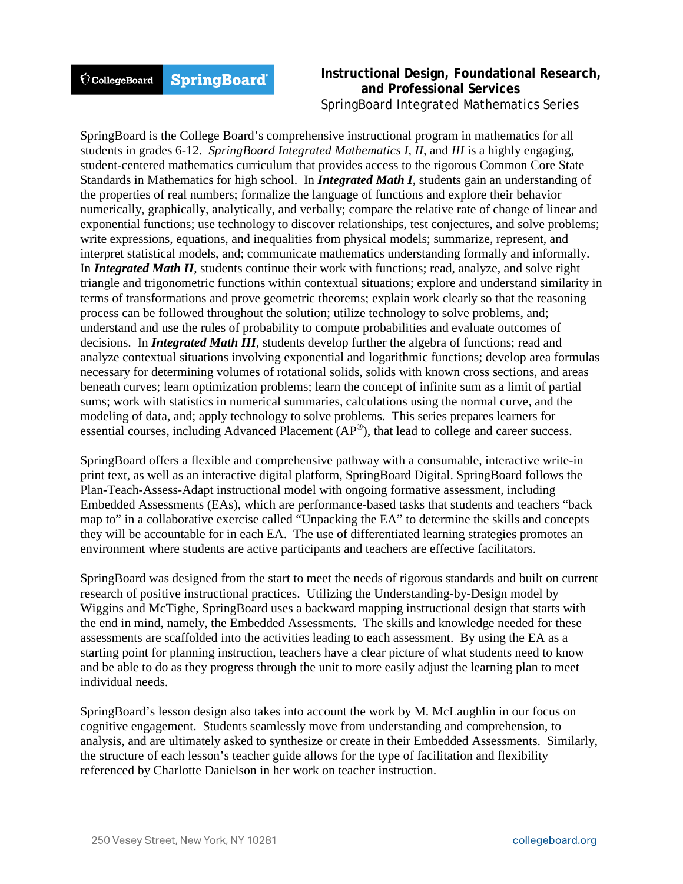**Instructional Design, Foundational Research, and Professional Services**

SpringBoard Integrated Mathematics Series

SpringBoard is the College Board's comprehensive instructional program in mathematics for all students in grades 6-12. *SpringBoard Integrated Mathematics I*, *II*, and *III* is a highly engaging, student-centered mathematics curriculum that provides access to the rigorous Common Core State Standards in Mathematics for high school. In ***Integrated Math I***, students gain an understanding of the properties of real numbers; formalize the language of functions and explore their behavior numerically, graphically, analytically, and verbally; compare the relative rate of change of linear and exponential functions; use technology to discover relationships, test conjectures, and solve problems; write expressions, equations, and inequalities from physical models; summarize, represent, and interpret statistical models, and; communicate mathematics understanding formally and informally. In ***Integrated Math II***, students continue their work with functions; read, analyze, and solve right triangle and trigonometric functions within contextual situations; explore and understand similarity in terms of transformations and prove geometric theorems; explain work clearly so that the reasoning process can be followed throughout the solution; utilize technology to solve problems, and; understand and use the rules of probability to compute probabilities and evaluate outcomes of decisions. In ***Integrated Math III***, students develop further the algebra of functions; read and analyze contextual situations involving exponential and logarithmic functions; develop area formulas necessary for determining volumes of rotational solids, solids with known cross sections, and areas beneath curves; learn optimization problems; learn the concept of infinite sum as a limit of partial sums; work with statistics in numerical summaries, calculations using the normal curve, and the modeling of data, and; apply technology to solve problems. This series prepares learners for essential courses, including Advanced Placement (AP®), that lead to college and career success.

SpringBoard offers a flexible and comprehensive pathway with a consumable, interactive write-in print text, as well as an interactive digital platform, SpringBoard Digital. SpringBoard follows the Plan-Teach-Assess-Adapt instructional model with ongoing formative assessment, including Embedded Assessments (EAs), which are performance-based tasks that students and teachers "back map to" in a collaborative exercise called "Unpacking the EA" to determine the skills and concepts they will be accountable for in each EA. The use of differentiated learning strategies promotes an environment where students are active participants and teachers are effective facilitators.

SpringBoard was designed from the start to meet the needs of rigorous standards and built on current research of positive instructional practices. Utilizing the Understanding-by-Design model by Wiggins and McTighe, SpringBoard uses a backward mapping instructional design that starts with the end in mind, namely, the Embedded Assessments. The skills and knowledge needed for these assessments are scaffolded into the activities leading to each assessment. By using the EA as a starting point for planning instruction, teachers have a clear picture of what students need to know and be able to do as they progress through the unit to more easily adjust the learning plan to meet individual needs.

SpringBoard's lesson design also takes into account the work by M. McLaughlin in our focus on cognitive engagement. Students seamlessly move from understanding and comprehension, to analysis, and are ultimately asked to synthesize or create in their Embedded Assessments. Similarly, the structure of each lesson's teacher guide allows for the type of facilitation and flexibility referenced by Charlotte Danielson in her work on teacher instruction.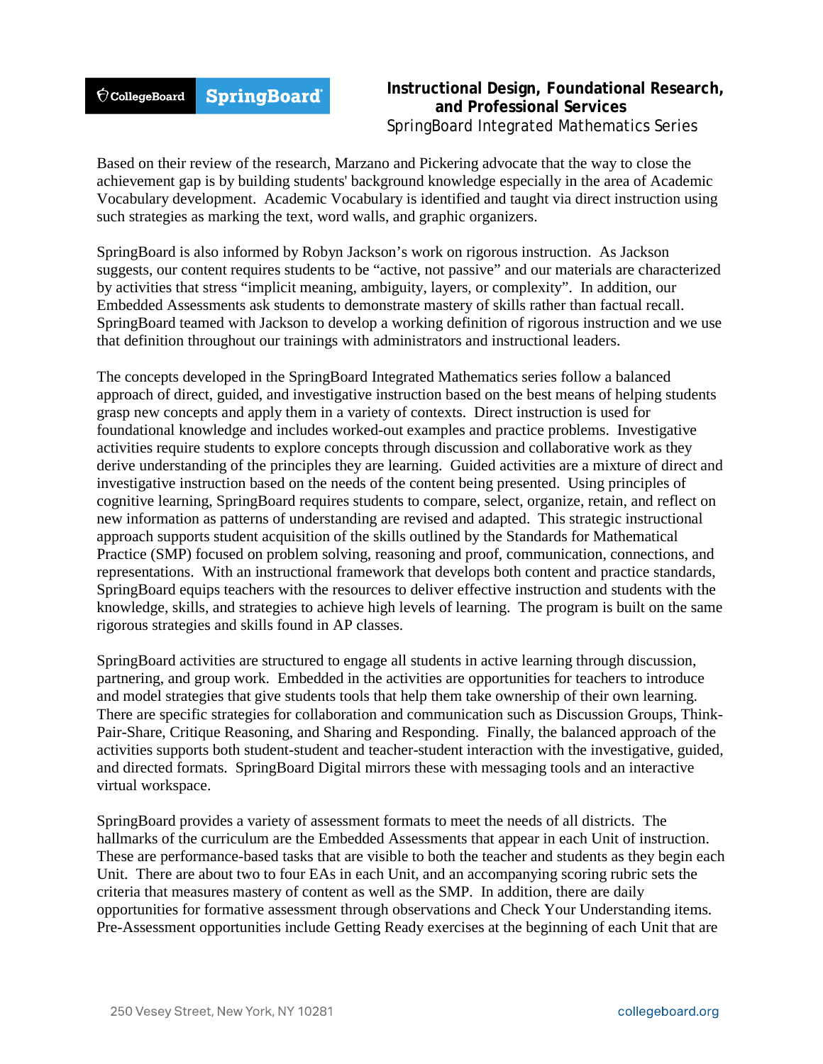Based on their review of the research, Marzano and Pickering advocate that the way to close the achievement gap is by building students' background knowledge especially in the area of Academic Vocabulary development. Academic Vocabulary is identified and taught via direct instruction using such strategies as marking the text, word walls, and graphic organizers.

SpringBoard is also informed by Robyn Jackson's work on rigorous instruction. As Jackson suggests, our content requires students to be "active, not passive" and our materials are characterized by activities that stress "implicit meaning, ambiguity, layers, or complexity". In addition, our Embedded Assessments ask students to demonstrate mastery of skills rather than factual recall. SpringBoard teamed with Jackson to develop a working definition of rigorous instruction and we use that definition throughout our trainings with administrators and instructional leaders.

The concepts developed in the SpringBoard Integrated Mathematics series follow a balanced approach of direct, guided, and investigative instruction based on the best means of helping students grasp new concepts and apply them in a variety of contexts. Direct instruction is used for foundational knowledge and includes worked-out examples and practice problems. Investigative activities require students to explore concepts through discussion and collaborative work as they derive understanding of the principles they are learning. Guided activities are a mixture of direct and investigative instruction based on the needs of the content being presented. Using principles of cognitive learning, SpringBoard requires students to compare, select, organize, retain, and reflect on new information as patterns of understanding are revised and adapted. This strategic instructional approach supports student acquisition of the skills outlined by the Standards for Mathematical Practice (SMP) focused on problem solving, reasoning and proof, communication, connections, and representations. With an instructional framework that develops both content and practice standards, SpringBoard equips teachers with the resources to deliver effective instruction and students with the knowledge, skills, and strategies to achieve high levels of learning. The program is built on the same rigorous strategies and skills found in AP classes.

SpringBoard activities are structured to engage all students in active learning through discussion, partnering, and group work. Embedded in the activities are opportunities for teachers to introduce and model strategies that give students tools that help them take ownership of their own learning. There are specific strategies for collaboration and communication such as Discussion Groups, Think-Pair-Share, Critique Reasoning, and Sharing and Responding. Finally, the balanced approach of the activities supports both student-student and teacher-student interaction with the investigative, guided, and directed formats. SpringBoard Digital mirrors these with messaging tools and an interactive virtual workspace.

SpringBoard provides a variety of assessment formats to meet the needs of all districts. The hallmarks of the curriculum are the Embedded Assessments that appear in each Unit of instruction. These are performance-based tasks that are visible to both the teacher and students as they begin each Unit. There are about two to four EAs in each Unit, and an accompanying scoring rubric sets the criteria that measures mastery of content as well as the SMP. In addition, there are daily opportunities for formative assessment through observations and Check Your Understanding items. Pre-Assessment opportunities include Getting Ready exercises at the beginning of each Unit that are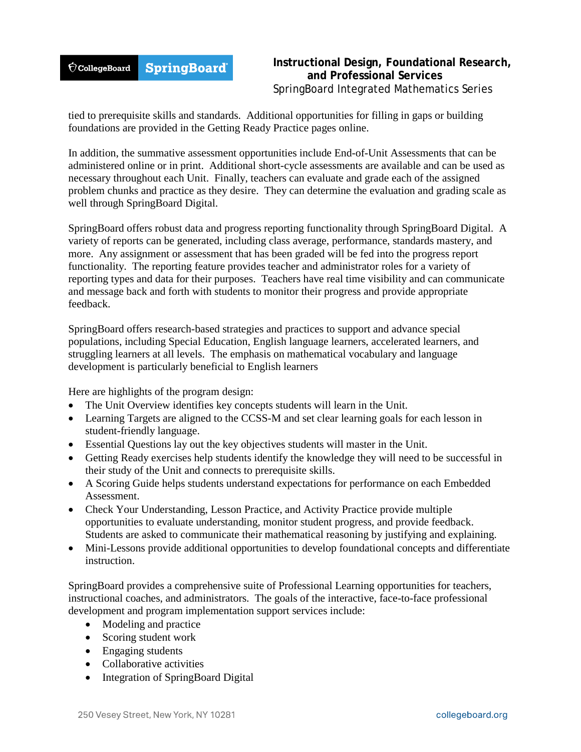tied to prerequisite skills and standards. Additional opportunities for filling in gaps or building foundations are provided in the Getting Ready Practice pages online.

In addition, the summative assessment opportunities include End-of-Unit Assessments that can be administered online or in print. Additional short-cycle assessments are available and can be used as necessary throughout each Unit. Finally, teachers can evaluate and grade each of the assigned problem chunks and practice as they desire. They can determine the evaluation and grading scale as well through SpringBoard Digital.

SpringBoard offers robust data and progress reporting functionality through SpringBoard Digital. A variety of reports can be generated, including class average, performance, standards mastery, and more. Any assignment or assessment that has been graded will be fed into the progress report functionality. The reporting feature provides teacher and administrator roles for a variety of reporting types and data for their purposes. Teachers have real time visibility and can communicate and message back and forth with students to monitor their progress and provide appropriate feedback.

SpringBoard offers research-based strategies and practices to support and advance special populations, including Special Education, English language learners, accelerated learners, and struggling learners at all levels. The emphasis on mathematical vocabulary and language development is particularly beneficial to English learners

Here are highlights of the program design:

- The Unit Overview identifies key concepts students will learn in the Unit.
- Learning Targets are aligned to the CCSS-M and set clear learning goals for each lesson in student-friendly language.
- Essential Questions lay out the key objectives students will master in the Unit.
- Getting Ready exercises help students identify the knowledge they will need to be successful in their study of the Unit and connects to prerequisite skills.
- A Scoring Guide helps students understand expectations for performance on each Embedded Assessment.
- Check Your Understanding, Lesson Practice, and Activity Practice provide multiple opportunities to evaluate understanding, monitor student progress, and provide feedback. Students are asked to communicate their mathematical reasoning by justifying and explaining.
- Mini-Lessons provide additional opportunities to develop foundational concepts and differentiate instruction.

SpringBoard provides a comprehensive suite of Professional Learning opportunities for teachers, instructional coaches, and administrators. The goals of the interactive, face-to-face professional development and program implementation support services include:

- Modeling and practice
- Scoring student work
- Engaging students
- Collaborative activities
- Integration of SpringBoard Digital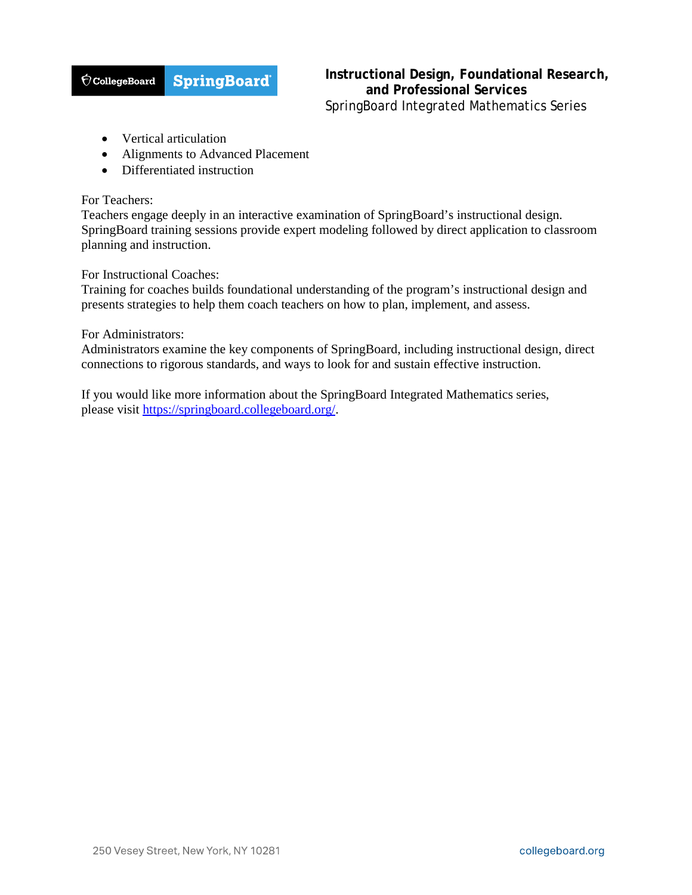- Vertical articulation
- Alignments to Advanced Placement
- Differentiated instruction

For Teachers:
Teachers engage deeply in an interactive examination of SpringBoard's instructional design. SpringBoard training sessions provide expert modeling followed by direct application to classroom planning and instruction.

For Instructional Coaches:
Training for coaches builds foundational understanding of the program's instructional design and presents strategies to help them coach teachers on how to plan, implement, and assess.

For Administrators:
Administrators examine the key components of SpringBoard, including instructional design, direct connections to rigorous standards, and ways to look for and sustain effective instruction.

If you would like more information about the SpringBoard Integrated Mathematics series, please visit https://springboard.collegeboard.org/.